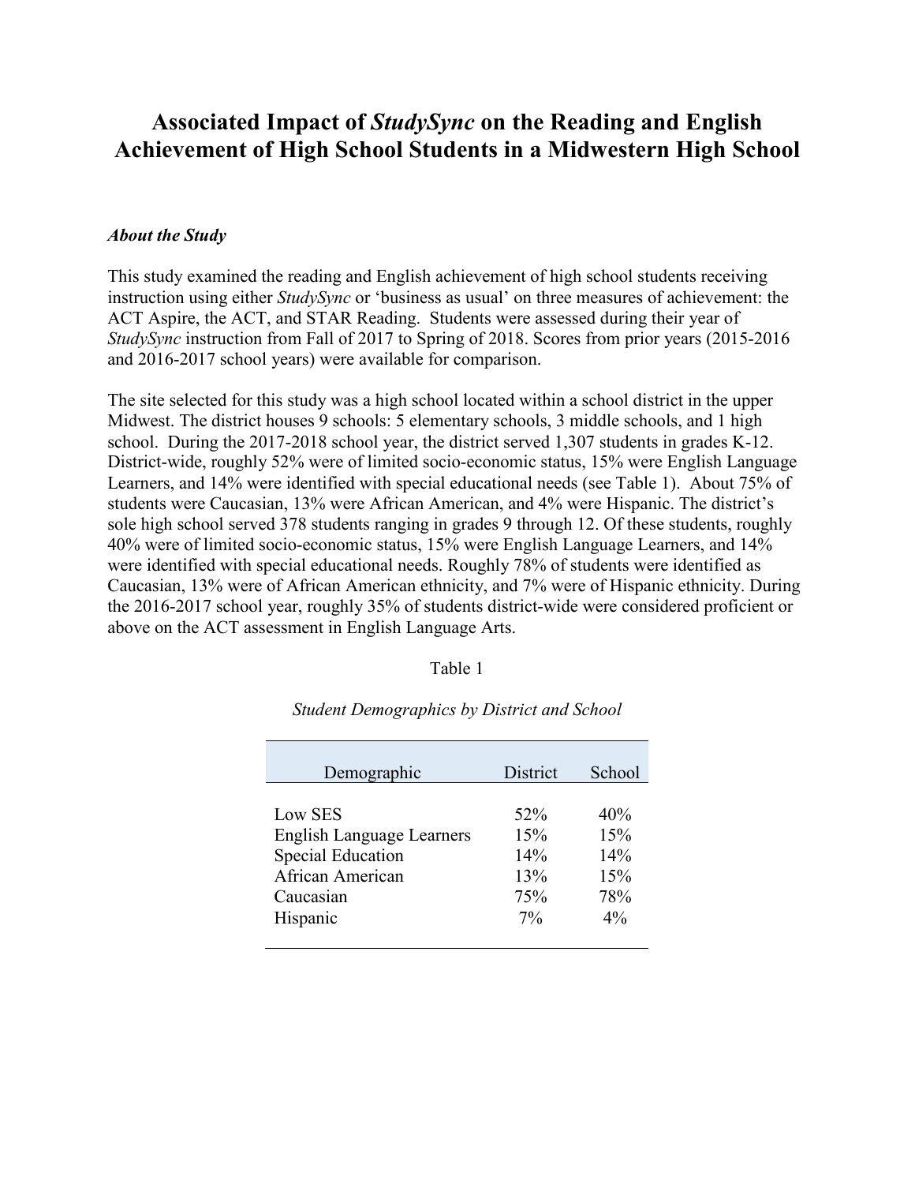# Associated Impact of *StudySync* on the Reading and English Achievement of High School Students in a Midwestern High School

***About the Study***

This study examined the reading and English achievement of high school students receiving instruction using either *StudySync* or 'business as usual' on three measures of achievement: the ACT Aspire, the ACT, and STAR Reading. Students were assessed during their year of *StudySync* instruction from Fall of 2017 to Spring of 2018. Scores from prior years (2015-2016 and 2016-2017 school years) were available for comparison.

The site selected for this study was a high school located within a school district in the upper Midwest. The district houses 9 schools: 5 elementary schools, 3 middle schools, and 1 high school. During the 2017-2018 school year, the district served 1,307 students in grades K-12. District-wide, roughly 52% were of limited socio-economic status, 15% were English Language Learners, and 14% were identified with special educational needs (see Table 1). About 75% of students were Caucasian, 13% were African American, and 4% were Hispanic. The district's sole high school served 378 students ranging in grades 9 through 12. Of these students, roughly 40% were of limited socio-economic status, 15% were English Language Learners, and 14% were identified with special educational needs. Roughly 78% of students were identified as Caucasian, 13% were of African American ethnicity, and 7% were of Hispanic ethnicity. During the 2016-2017 school year, roughly 35% of students district-wide were considered proficient or above on the ACT assessment in English Language Arts.

Table 1

*Student Demographics by District and School*

| Demographic | District | School |
|---|---|---|
| Low SES | 52% | 40% |
| English Language Learners | 15% | 15% |
| Special Education | 14% | 14% |
| African American | 13% | 15% |
| Caucasian | 75% | 78% |
| Hispanic | 7% | 4% |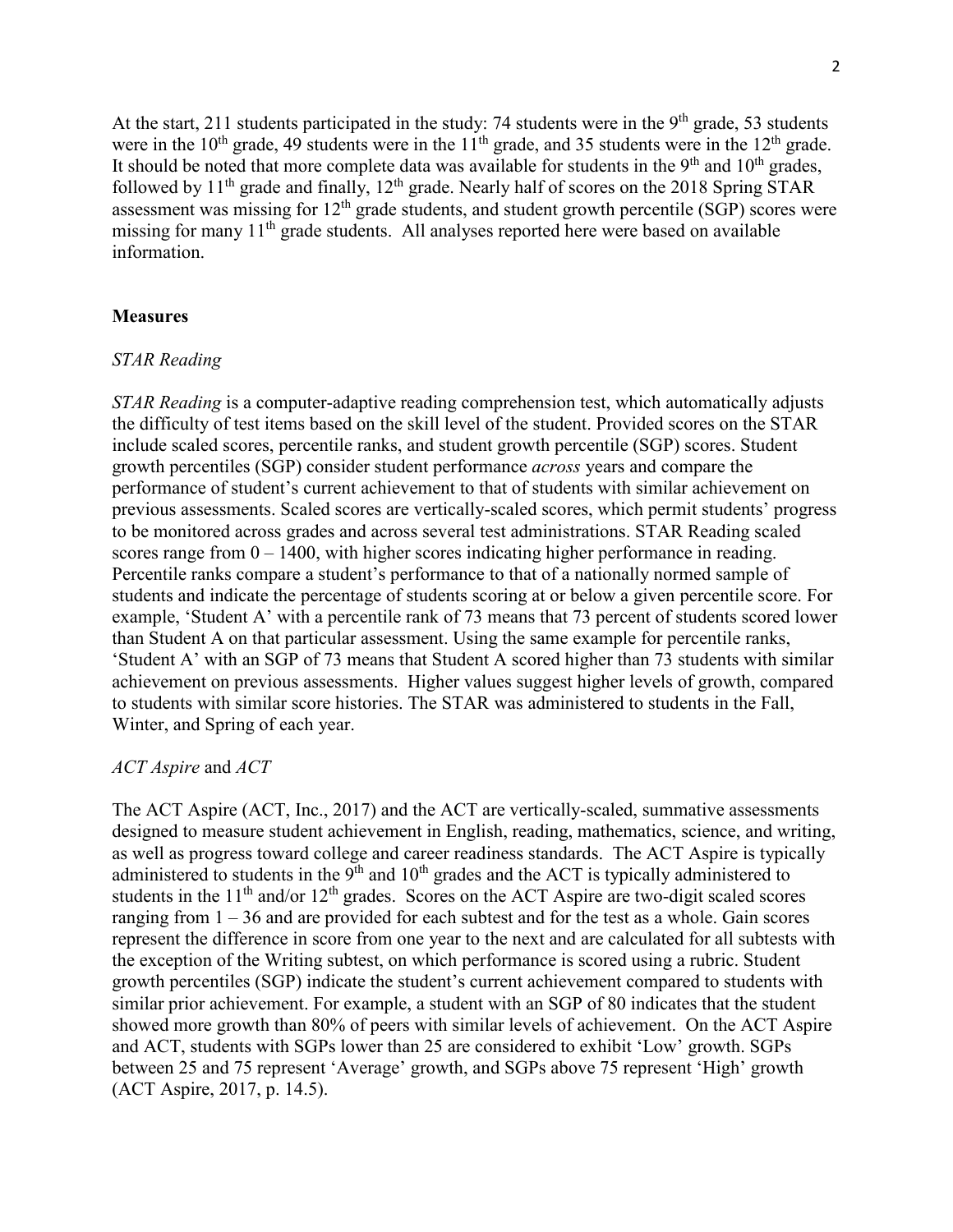At the start, 211 students participated in the study: 74 students were in the 9th grade, 53 students were in the 10th grade, 49 students were in the 11th grade, and 35 students were in the 12th grade. It should be noted that more complete data was available for students in the 9th and 10th grades, followed by 11th grade and finally, 12th grade. Nearly half of scores on the 2018 Spring STAR assessment was missing for 12th grade students, and student growth percentile (SGP) scores were missing for many 11th grade students. All analyses reported here were based on available information.

## Measures

### *STAR Reading*

*STAR Reading* is a computer-adaptive reading comprehension test, which automatically adjusts the difficulty of test items based on the skill level of the student. Provided scores on the STAR include scaled scores, percentile ranks, and student growth percentile (SGP) scores. Student growth percentiles (SGP) consider student performance *across* years and compare the performance of student's current achievement to that of students with similar achievement on previous assessments. Scaled scores are vertically-scaled scores, which permit students' progress to be monitored across grades and across several test administrations. STAR Reading scaled scores range from 0 – 1400, with higher scores indicating higher performance in reading. Percentile ranks compare a student's performance to that of a nationally normed sample of students and indicate the percentage of students scoring at or below a given percentile score. For example, 'Student A' with a percentile rank of 73 means that 73 percent of students scored lower than Student A on that particular assessment. Using the same example for percentile ranks, 'Student A' with an SGP of 73 means that Student A scored higher than 73 students with similar achievement on previous assessments. Higher values suggest higher levels of growth, compared to students with similar score histories. The STAR was administered to students in the Fall, Winter, and Spring of each year.

### *ACT Aspire* and *ACT*

The ACT Aspire (ACT, Inc., 2017) and the ACT are vertically-scaled, summative assessments designed to measure student achievement in English, reading, mathematics, science, and writing, as well as progress toward college and career readiness standards. The ACT Aspire is typically administered to students in the 9th and 10th grades and the ACT is typically administered to students in the 11th and/or 12th grades. Scores on the ACT Aspire are two-digit scaled scores ranging from 1 – 36 and are provided for each subtest and for the test as a whole. Gain scores represent the difference in score from one year to the next and are calculated for all subtests with the exception of the Writing subtest, on which performance is scored using a rubric. Student growth percentiles (SGP) indicate the student's current achievement compared to students with similar prior achievement. For example, a student with an SGP of 80 indicates that the student showed more growth than 80% of peers with similar levels of achievement. On the ACT Aspire and ACT, students with SGPs lower than 25 are considered to exhibit 'Low' growth. SGPs between 25 and 75 represent 'Average' growth, and SGPs above 75 represent 'High' growth (ACT Aspire, 2017, p. 14.5).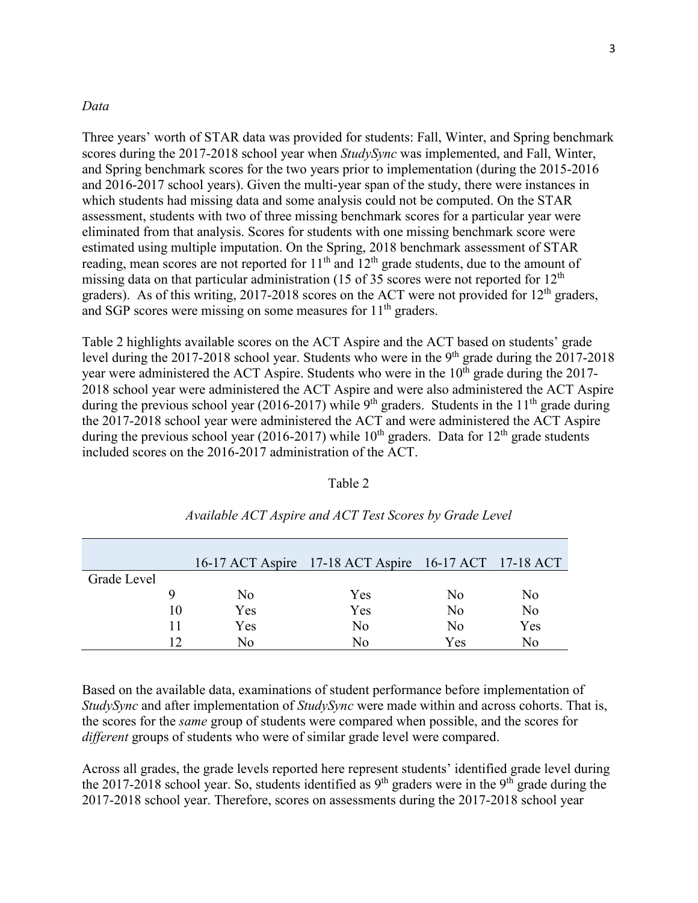*Data*

Three years' worth of STAR data was provided for students: Fall, Winter, and Spring benchmark scores during the 2017-2018 school year when *StudySync* was implemented, and Fall, Winter, and Spring benchmark scores for the two years prior to implementation (during the 2015-2016 and 2016-2017 school years). Given the multi-year span of the study, there were instances in which students had missing data and some analysis could not be computed. On the STAR assessment, students with two of three missing benchmark scores for a particular year were eliminated from that analysis. Scores for students with one missing benchmark score were estimated using multiple imputation. On the Spring, 2018 benchmark assessment of STAR reading, mean scores are not reported for 11th and 12th grade students, due to the amount of missing data on that particular administration (15 of 35 scores were not reported for 12th graders). As of this writing, 2017-2018 scores on the ACT were not provided for 12th graders, and SGP scores were missing on some measures for 11th graders.

Table 2 highlights available scores on the ACT Aspire and the ACT based on students' grade level during the 2017-2018 school year. Students who were in the 9th grade during the 2017-2018 year were administered the ACT Aspire. Students who were in the 10th grade during the 2017-2018 school year were administered the ACT Aspire and were also administered the ACT Aspire during the previous school year (2016-2017) while 9th graders. Students in the 11th grade during the 2017-2018 school year were administered the ACT and were administered the ACT Aspire during the previous school year (2016-2017) while 10th graders. Data for 12th grade students included scores on the 2016-2017 administration of the ACT.

Table 2

*Available ACT Aspire and ACT Test Scores by Grade Level*

| | 16-17 ACT Aspire | 17-18 ACT Aspire | 16-17 ACT | 17-18 ACT |
|---|---|---|---|---|
| Grade Level | | | | |
| 9 | No | Yes | No | No |
| 10 | Yes | Yes | No | No |
| 11 | Yes | No | No | Yes |
| 12 | No | No | Yes | No |

Based on the available data, examinations of student performance before implementation of *StudySync* and after implementation of *StudySync* were made within and across cohorts. That is, the scores for the *same* group of students were compared when possible, and the scores for *different* groups of students who were of similar grade level were compared.

Across all grades, the grade levels reported here represent students' identified grade level during the 2017-2018 school year. So, students identified as 9th graders were in the 9th grade during the 2017-2018 school year. Therefore, scores on assessments during the 2017-2018 school year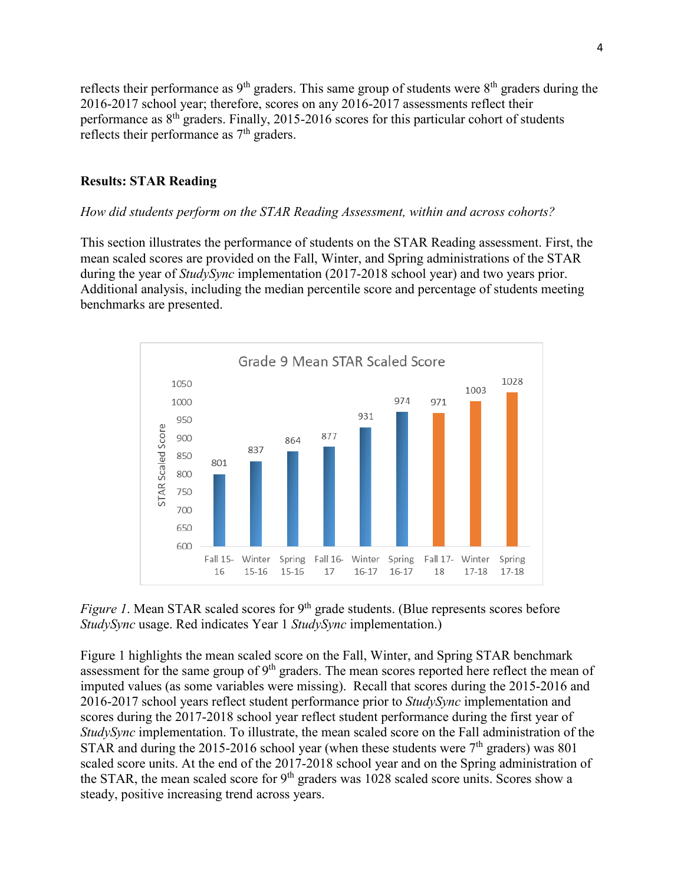reflects their performance as 9th graders. This same group of students were 8th graders during the 2016-2017 school year; therefore, scores on any 2016-2017 assessments reflect their performance as 8th graders. Finally, 2015-2016 scores for this particular cohort of students reflects their performance as 7th graders.

## Results: STAR Reading

*How did students perform on the STAR Reading Assessment, within and across cohorts?*

This section illustrates the performance of students on the STAR Reading assessment. First, the mean scaled scores are provided on the Fall, Winter, and Spring administrations of the STAR during the year of *StudySync* implementation (2017-2018 school year) and two years prior. Additional analysis, including the median percentile score and percentage of students meeting benchmarks are presented.

*Figure 1*. Mean STAR scaled scores for 9th grade students. (Blue represents scores before *StudySync* usage. Red indicates Year 1 *StudySync* implementation.)

Figure 1 highlights the mean scaled score on the Fall, Winter, and Spring STAR benchmark assessment for the same group of 9th graders. The mean scores reported here reflect the mean of imputed values (as some variables were missing). Recall that scores during the 2015-2016 and 2016-2017 school years reflect student performance prior to *StudySync* implementation and scores during the 2017-2018 school year reflect student performance during the first year of *StudySync* implementation. To illustrate, the mean scaled score on the Fall administration of the STAR and during the 2015-2016 school year (when these students were 7th graders) was 801 scaled score units. At the end of the 2017-2018 school year and on the Spring administration of the STAR, the mean scaled score for 9th graders was 1028 scaled score units. Scores show a steady, positive increasing trend across years.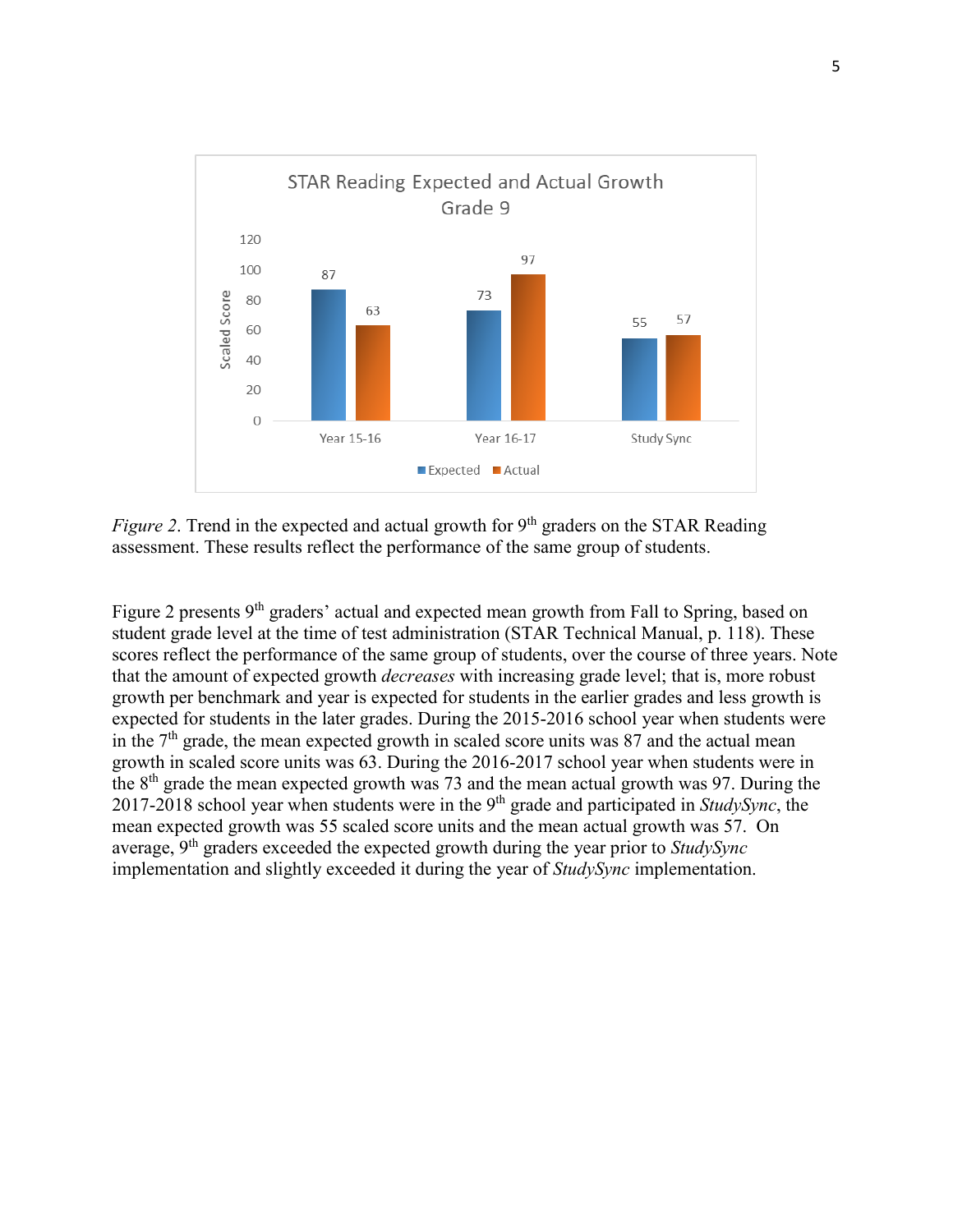*Figure 2*. Trend in the expected and actual growth for 9th graders on the STAR Reading assessment. These results reflect the performance of the same group of students.

Figure 2 presents 9th graders' actual and expected mean growth from Fall to Spring, based on student grade level at the time of test administration (STAR Technical Manual, p. 118). These scores reflect the performance of the same group of students, over the course of three years. Note that the amount of expected growth *decreases* with increasing grade level; that is, more robust growth per benchmark and year is expected for students in the earlier grades and less growth is expected for students in the later grades. During the 2015-2016 school year when students were in the 7th grade, the mean expected growth in scaled score units was 87 and the actual mean growth in scaled score units was 63. During the 2016-2017 school year when students were in the 8th grade the mean expected growth was 73 and the mean actual growth was 97. During the 2017-2018 school year when students were in the 9th grade and participated in *StudySync*, the mean expected growth was 55 scaled score units and the mean actual growth was 57. On average, 9th graders exceeded the expected growth during the year prior to *StudySync* implementation and slightly exceeded it during the year of *StudySync* implementation.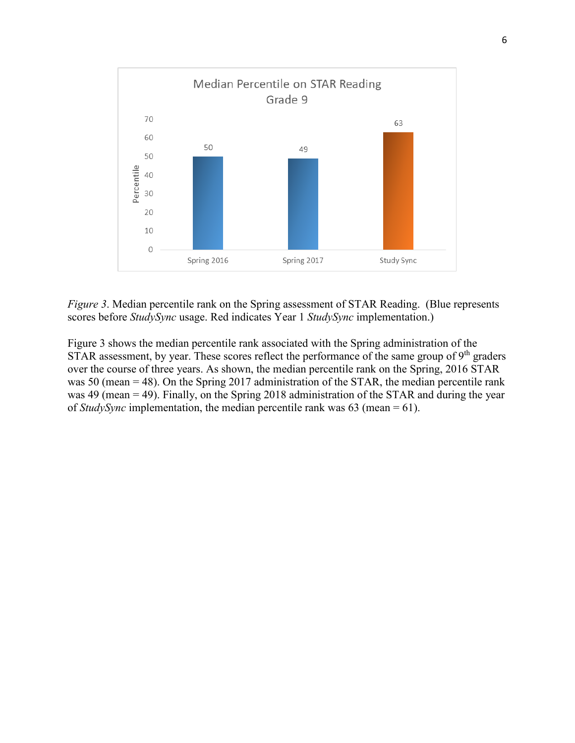*Figure 3*. Median percentile rank on the Spring assessment of STAR Reading. (Blue represents scores before *StudySync* usage. Red indicates Year 1 *StudySync* implementation.)

Figure 3 shows the median percentile rank associated with the Spring administration of the STAR assessment, by year. These scores reflect the performance of the same group of 9th graders over the course of three years. As shown, the median percentile rank on the Spring, 2016 STAR was 50 (mean = 48). On the Spring 2017 administration of the STAR, the median percentile rank was 49 (mean = 49). Finally, on the Spring 2018 administration of the STAR and during the year of *StudySync* implementation, the median percentile rank was 63 (mean = 61).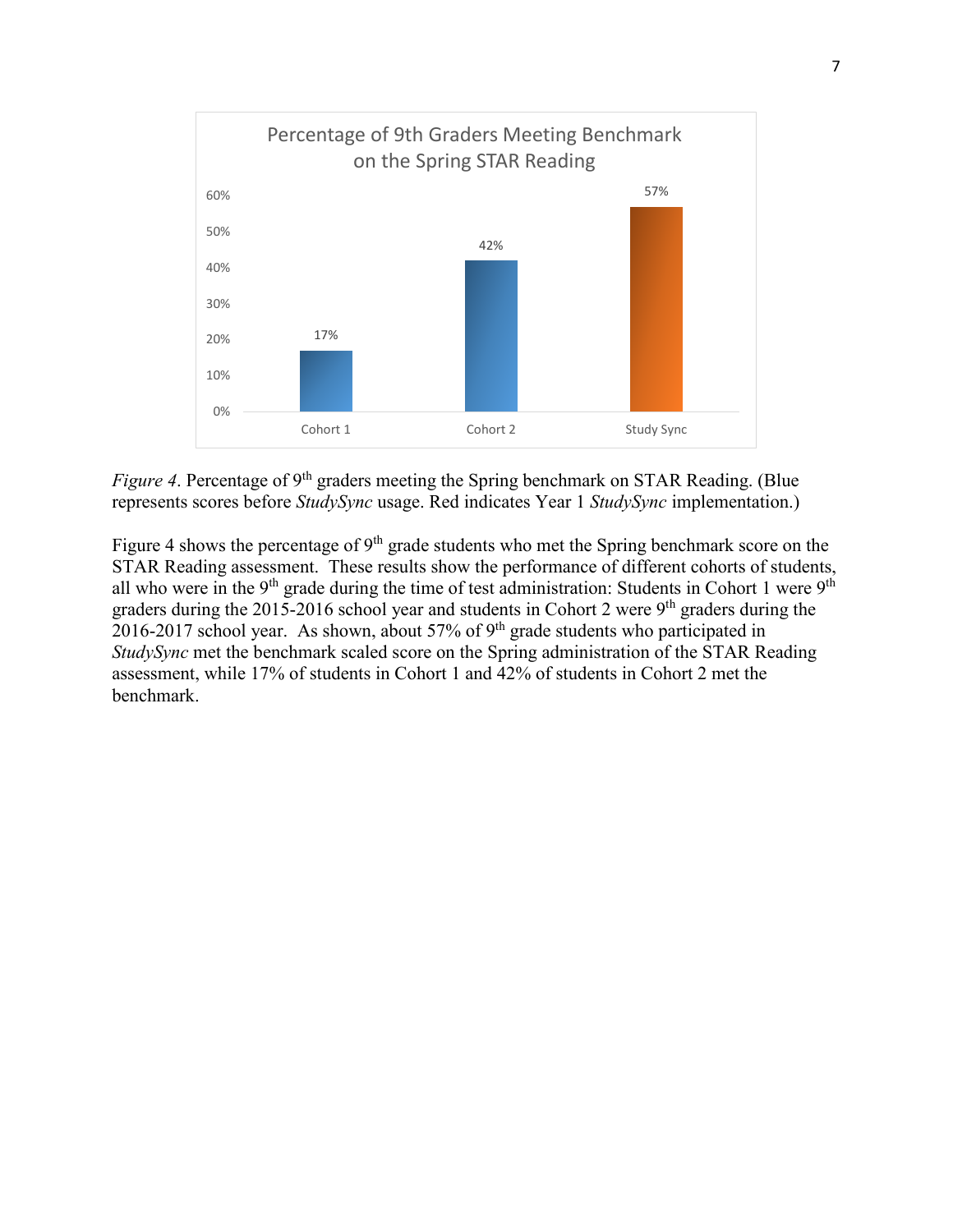*Figure 4*. Percentage of 9th graders meeting the Spring benchmark on STAR Reading. (Blue represents scores before *StudySync* usage. Red indicates Year 1 *StudySync* implementation.)

Figure 4 shows the percentage of 9th grade students who met the Spring benchmark score on the STAR Reading assessment. These results show the performance of different cohorts of students, all who were in the 9th grade during the time of test administration: Students in Cohort 1 were 9th graders during the 2015-2016 school year and students in Cohort 2 were 9th graders during the 2016-2017 school year. As shown, about 57% of 9th grade students who participated in *StudySync* met the benchmark scaled score on the Spring administration of the STAR Reading assessment, while 17% of students in Cohort 1 and 42% of students in Cohort 2 met the benchmark.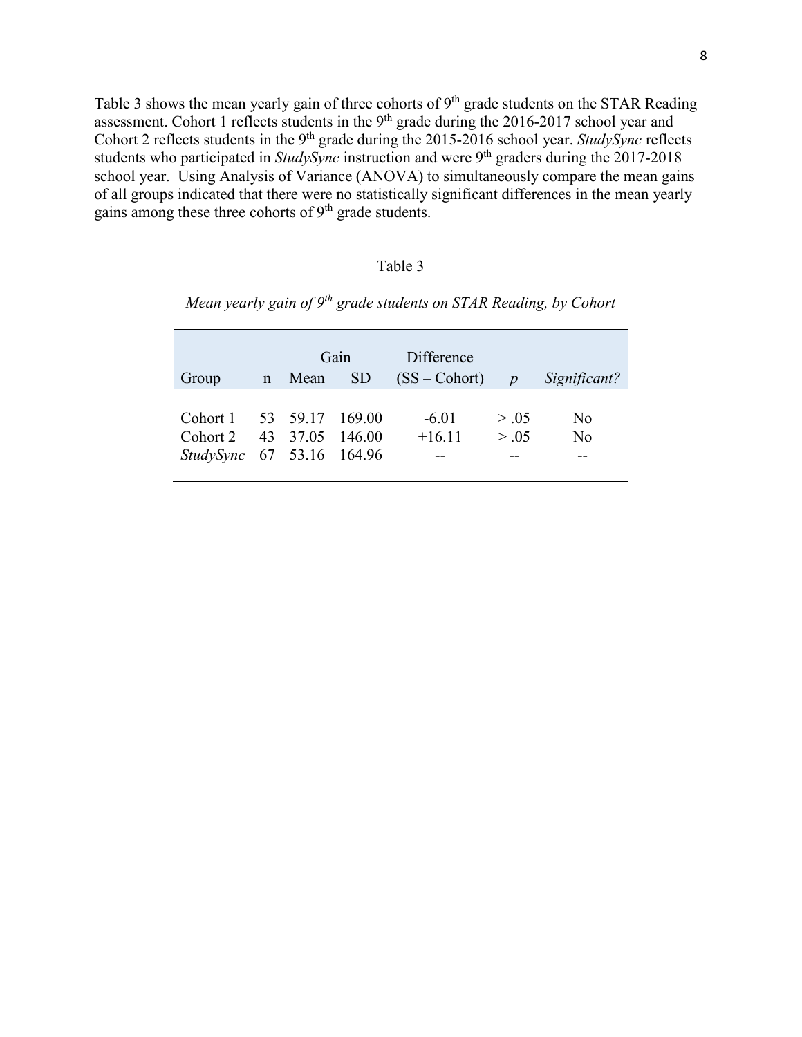Table 3 shows the mean yearly gain of three cohorts of 9th grade students on the STAR Reading assessment. Cohort 1 reflects students in the 9th grade during the 2016-2017 school year and Cohort 2 reflects students in the 9th grade during the 2015-2016 school year. *StudySync* reflects students who participated in *StudySync* instruction and were 9th graders during the 2017-2018 school year. Using Analysis of Variance (ANOVA) to simultaneously compare the mean gains of all groups indicated that there were no statistically significant differences in the mean yearly gains among these three cohorts of 9th grade students.

Table 3

*Mean yearly gain of 9th grade students on STAR Reading, by Cohort*

| | | Gain | | Difference | | |
|---|---|---|---|---|---|---|
| Group | n | Mean | SD | (SS – Cohort) | *p* | *Significant?* |
| Cohort 1 | 53 | 59.17 | 169.00 | -6.01 | > .05 | No |
| Cohort 2 | 43 | 37.05 | 146.00 | +16.11 | > .05 | No |
| *StudySync* | 67 | 53.16 | 164.96 | -- | -- | -- |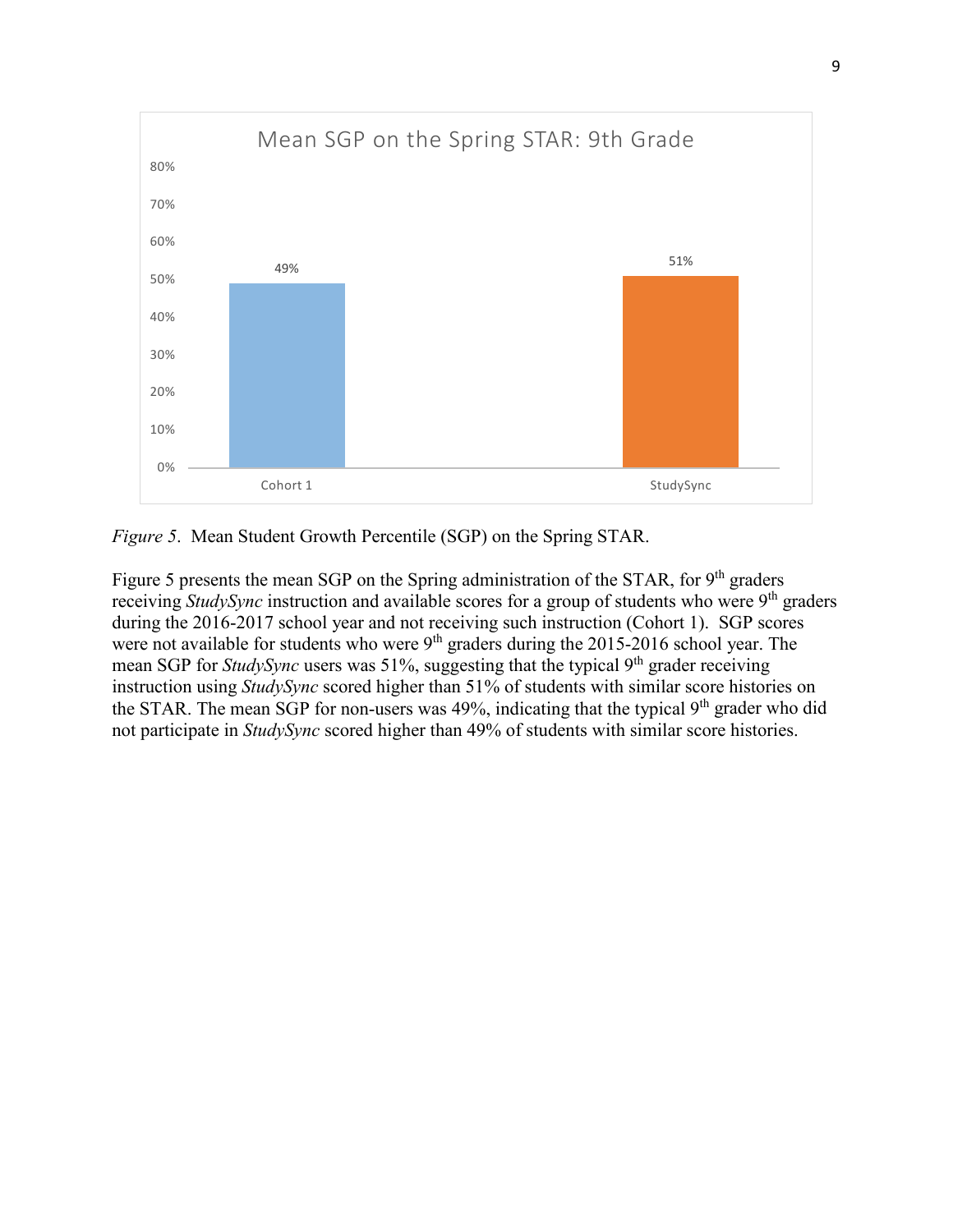*Figure 5*. Mean Student Growth Percentile (SGP) on the Spring STAR.

Figure 5 presents the mean SGP on the Spring administration of the STAR, for 9th graders receiving *StudySync* instruction and available scores for a group of students who were 9th graders during the 2016-2017 school year and not receiving such instruction (Cohort 1). SGP scores were not available for students who were 9th graders during the 2015-2016 school year. The mean SGP for *StudySync* users was 51%, suggesting that the typical 9th grader receiving instruction using *StudySync* scored higher than 51% of students with similar score histories on the STAR. The mean SGP for non-users was 49%, indicating that the typical 9th grader who did not participate in *StudySync* scored higher than 49% of students with similar score histories.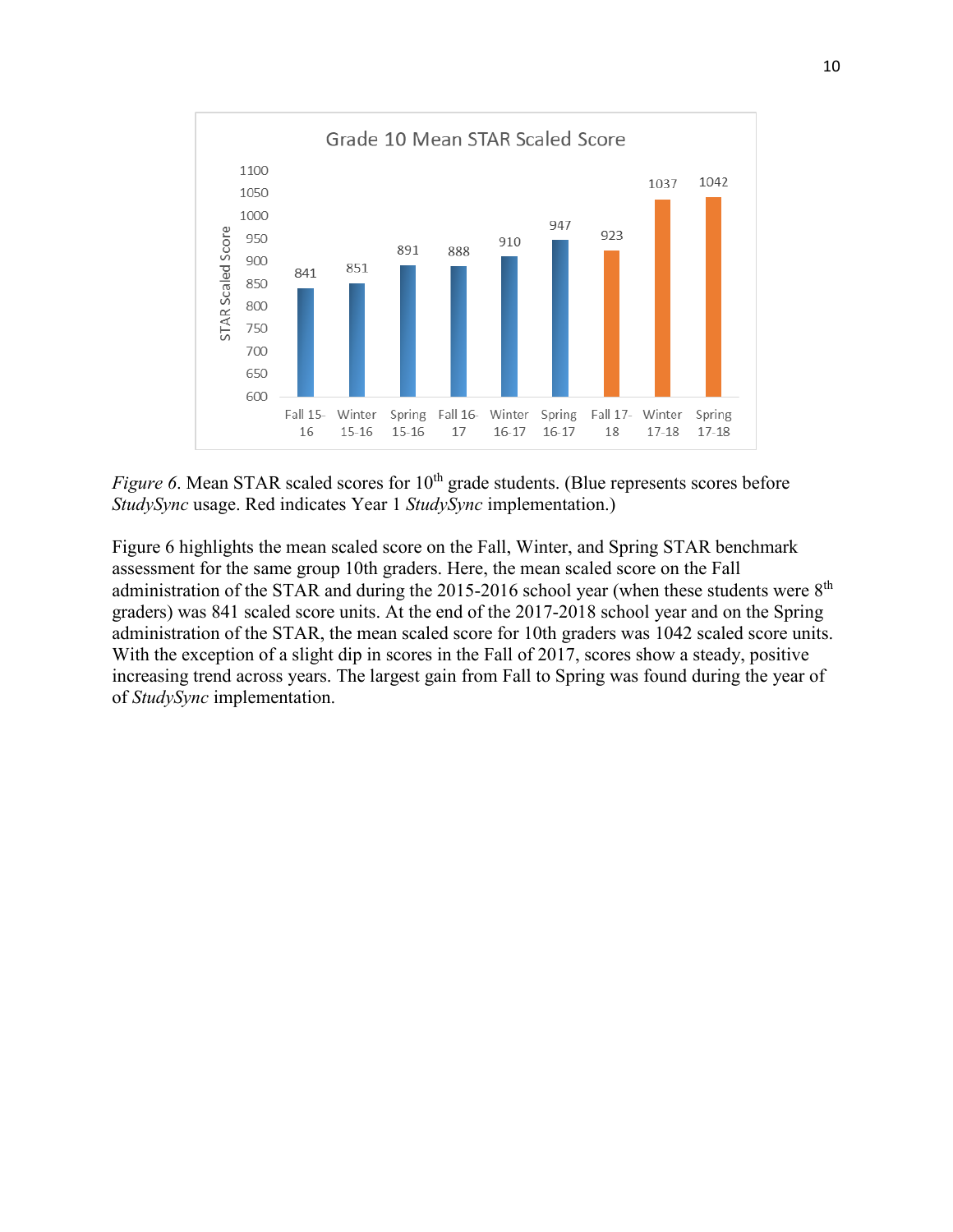*Figure 6*. Mean STAR scaled scores for 10th grade students. (Blue represents scores before *StudySync* usage. Red indicates Year 1 *StudySync* implementation.)

Figure 6 highlights the mean scaled score on the Fall, Winter, and Spring STAR benchmark assessment for the same group 10th graders. Here, the mean scaled score on the Fall administration of the STAR and during the 2015-2016 school year (when these students were 8th graders) was 841 scaled score units. At the end of the 2017-2018 school year and on the Spring administration of the STAR, the mean scaled score for 10th graders was 1042 scaled score units. With the exception of a slight dip in scores in the Fall of 2017, scores show a steady, positive increasing trend across years. The largest gain from Fall to Spring was found during the year of of *StudySync* implementation.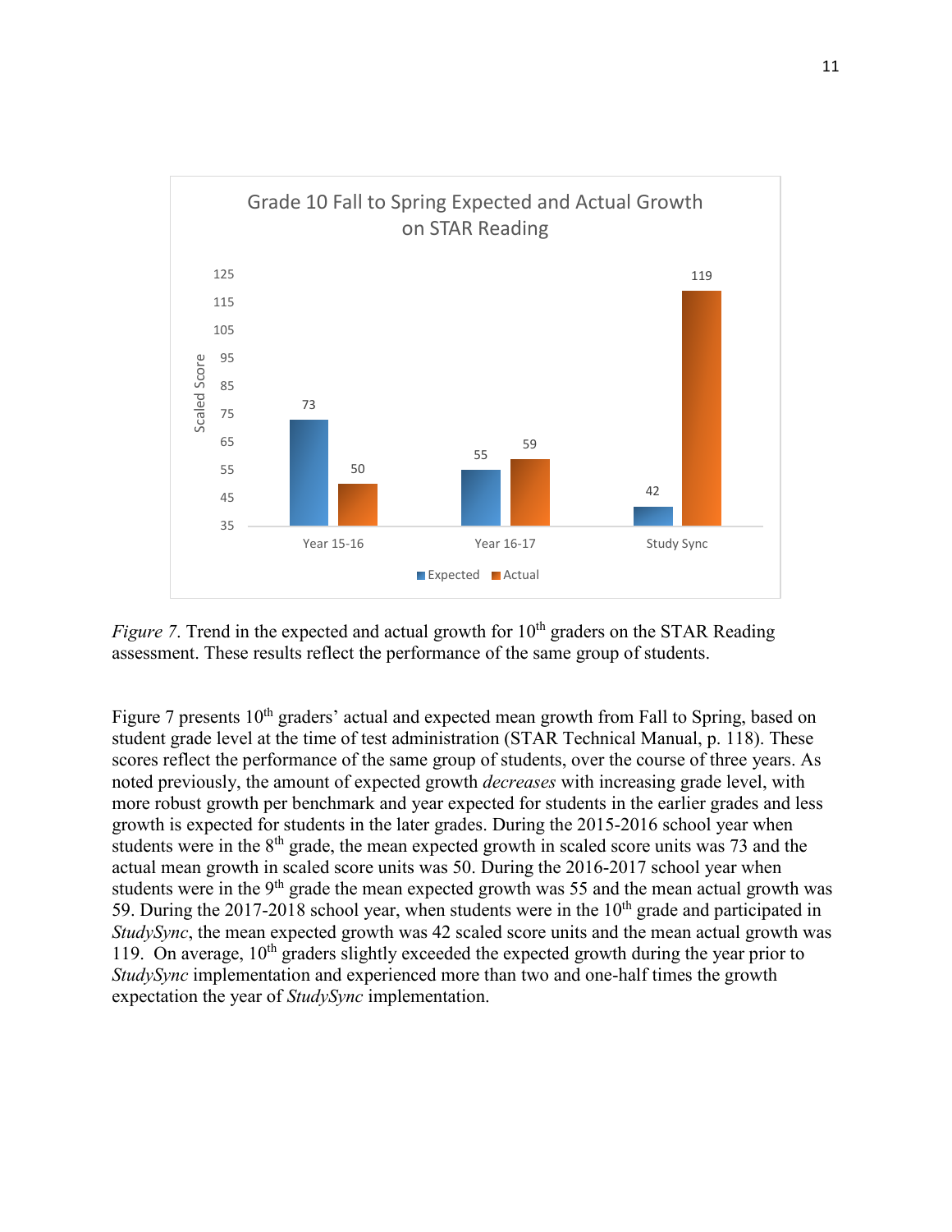*Figure 7*. Trend in the expected and actual growth for 10th graders on the STAR Reading assessment. These results reflect the performance of the same group of students.

Figure 7 presents 10th graders' actual and expected mean growth from Fall to Spring, based on student grade level at the time of test administration (STAR Technical Manual, p. 118). These scores reflect the performance of the same group of students, over the course of three years. As noted previously, the amount of expected growth *decreases* with increasing grade level, with more robust growth per benchmark and year expected for students in the earlier grades and less growth is expected for students in the later grades. During the 2015-2016 school year when students were in the 8th grade, the mean expected growth in scaled score units was 73 and the actual mean growth in scaled score units was 50. During the 2016-2017 school year when students were in the 9th grade the mean expected growth was 55 and the mean actual growth was 59. During the 2017-2018 school year, when students were in the 10th grade and participated in *StudySync*, the mean expected growth was 42 scaled score units and the mean actual growth was 119. On average, 10th graders slightly exceeded the expected growth during the year prior to *StudySync* implementation and experienced more than two and one-half times the growth expectation the year of *StudySync* implementation.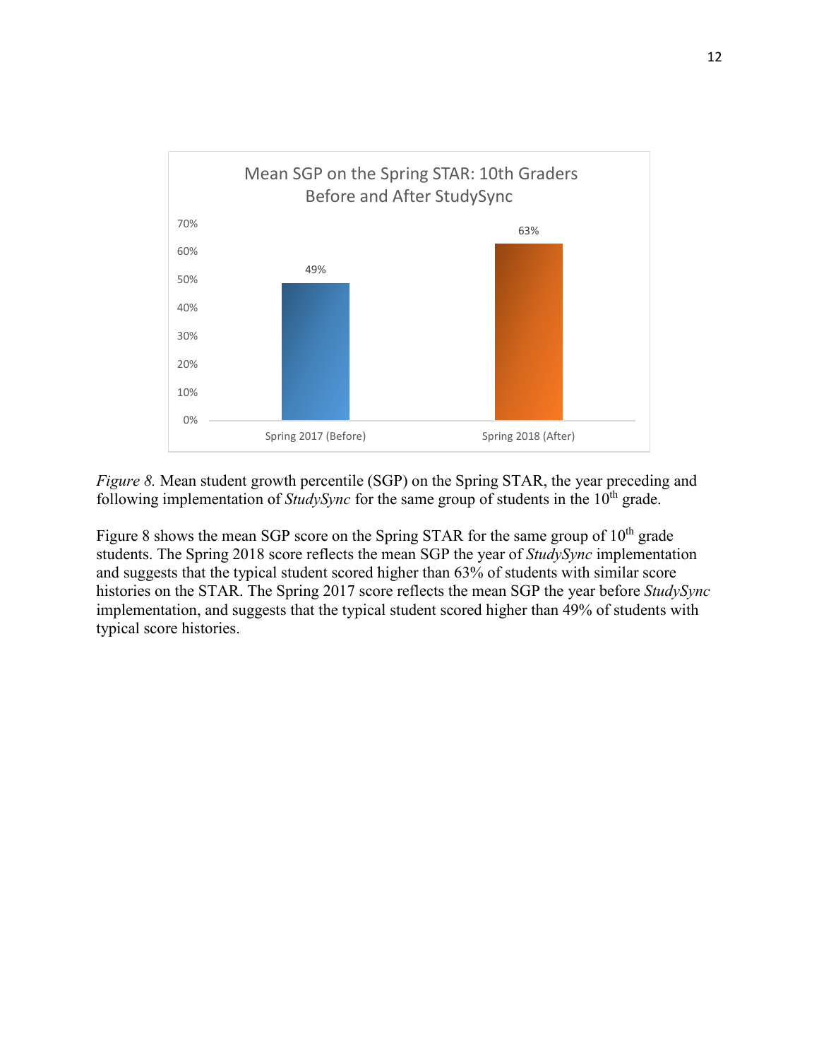*Figure 8.* Mean student growth percentile (SGP) on the Spring STAR, the year preceding and following implementation of *StudySync* for the same group of students in the 10th grade.

Figure 8 shows the mean SGP score on the Spring STAR for the same group of 10th grade students. The Spring 2018 score reflects the mean SGP the year of *StudySync* implementation and suggests that the typical student scored higher than 63% of students with similar score histories on the STAR. The Spring 2017 score reflects the mean SGP the year before *StudySync* implementation, and suggests that the typical student scored higher than 49% of students with typical score histories.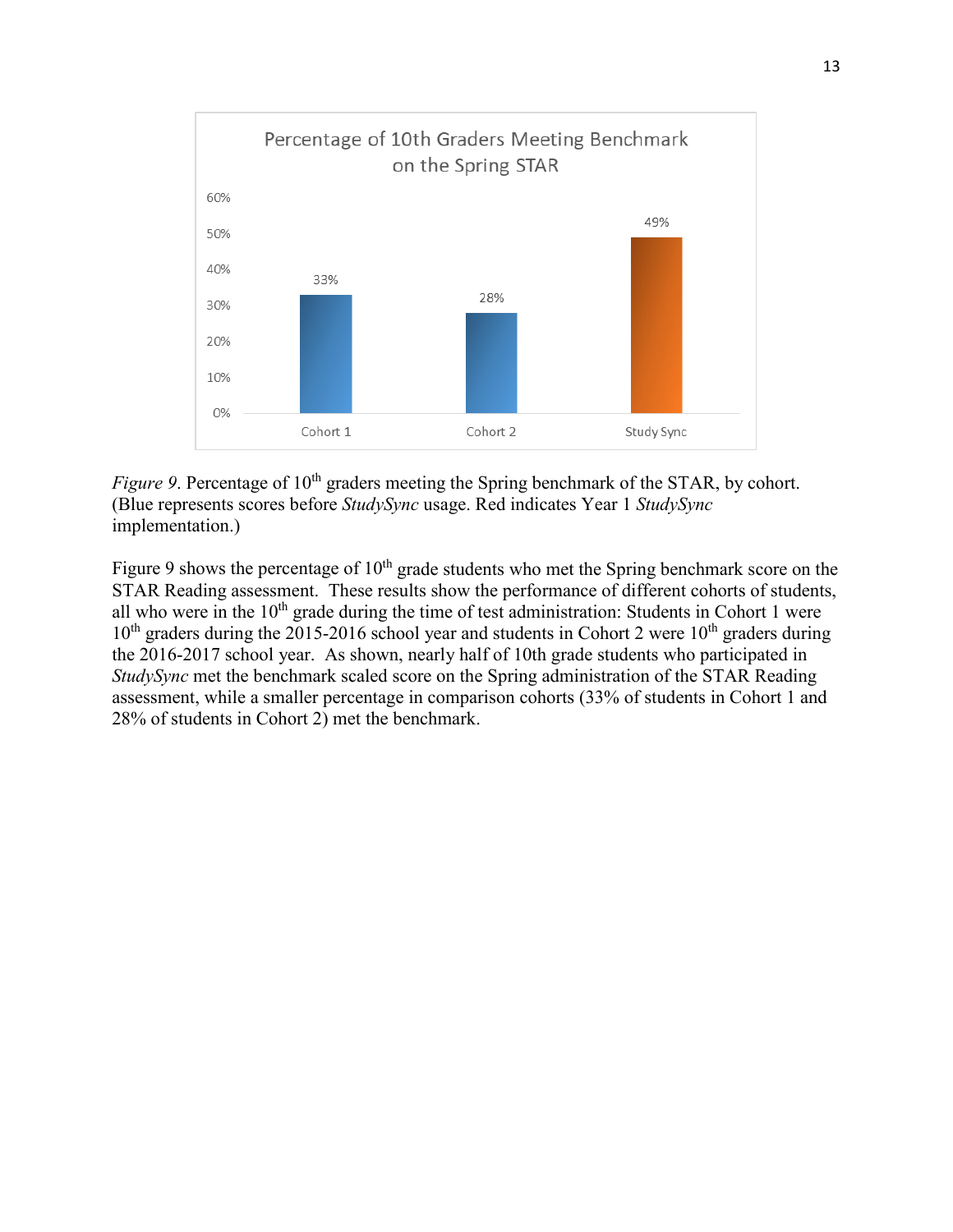Percentage of 10th Graders Meeting Benchmark on the Spring STAR

| | Cohort 1 | Cohort 2 | Study Sync |
|---|---|---|---|
| Percentage | 33% | 28% | 49% |

*Figure 9*. Percentage of 10th graders meeting the Spring benchmark of the STAR, by cohort. (Blue represents scores before *StudySync* usage. Red indicates Year 1 *StudySync* implementation.)

Figure 9 shows the percentage of 10th grade students who met the Spring benchmark score on the STAR Reading assessment. These results show the performance of different cohorts of students, all who were in the 10th grade during the time of test administration: Students in Cohort 1 were 10th graders during the 2015-2016 school year and students in Cohort 2 were 10th graders during the 2016-2017 school year. As shown, nearly half of 10th grade students who participated in *StudySync* met the benchmark scaled score on the Spring administration of the STAR Reading assessment, while a smaller percentage in comparison cohorts (33% of students in Cohort 1 and 28% of students in Cohort 2) met the benchmark.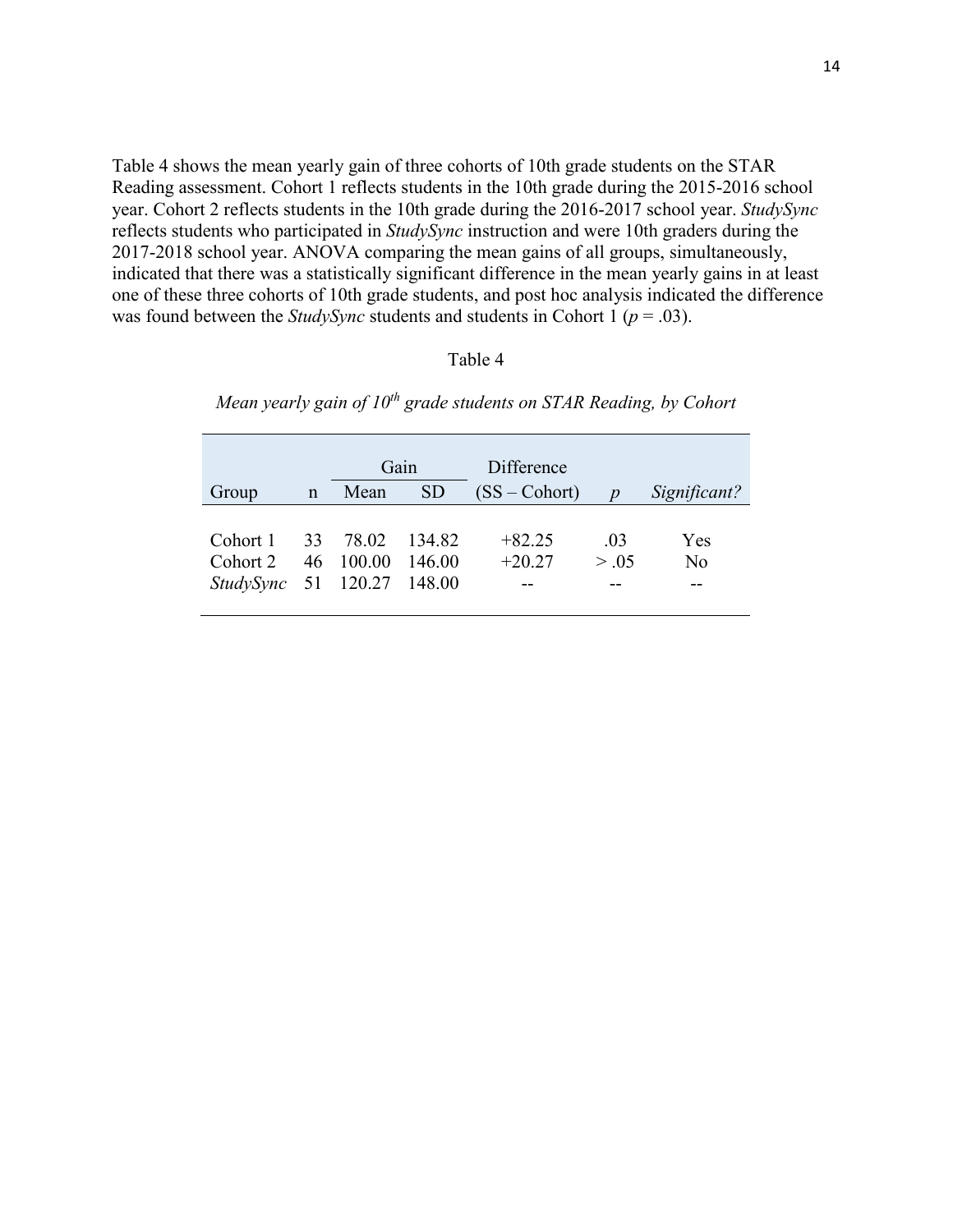Table 4 shows the mean yearly gain of three cohorts of 10th grade students on the STAR Reading assessment. Cohort 1 reflects students in the 10th grade during the 2015-2016 school year. Cohort 2 reflects students in the 10th grade during the 2016-2017 school year. *StudySync* reflects students who participated in *StudySync* instruction and were 10th graders during the 2017-2018 school year. ANOVA comparing the mean gains of all groups, simultaneously, indicated that there was a statistically significant difference in the mean yearly gains in at least one of these three cohorts of 10th grade students, and post hoc analysis indicated the difference was found between the *StudySync* students and students in Cohort 1 ($p$ = .03).

Table 4

*Mean yearly gain of 10th grade students on STAR Reading, by Cohort*

| | | Gain | | Difference | | |
|---|---|---|---|---|---|---|
| Group | n | Mean | SD | (SS – Cohort) | $p$ | *Significant?* |
| Cohort 1 | 33 | 78.02 | 134.82 | +82.25 | .03 | Yes |
| Cohort 2 | 46 | 100.00 | 146.00 | +20.27 | > .05 | No |
| *StudySync* | 51 | 120.27 | 148.00 | -- | -- | -- |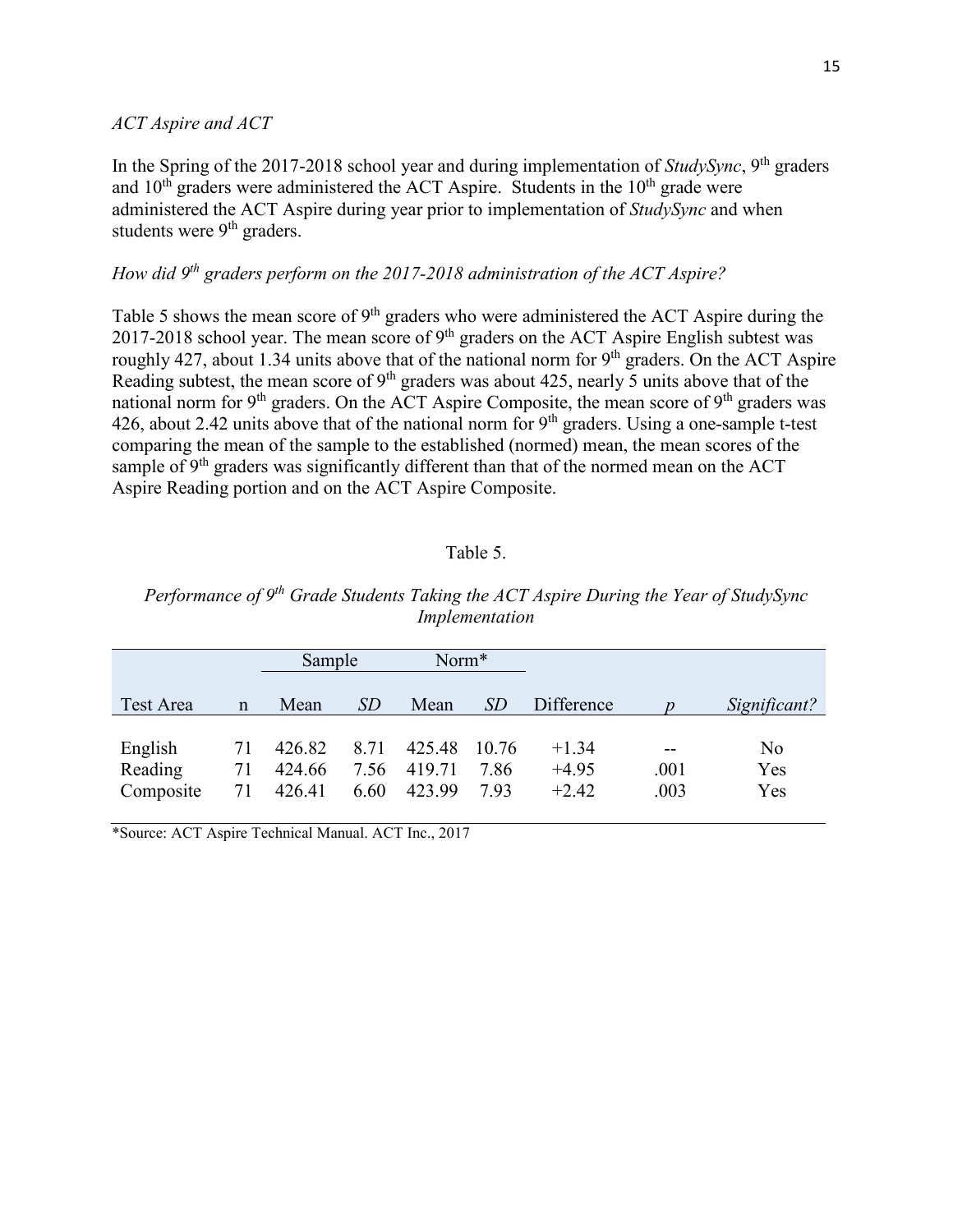*ACT Aspire and ACT*

In the Spring of the 2017-2018 school year and during implementation of *StudySync*, 9th graders and 10th graders were administered the ACT Aspire. Students in the 10th grade were administered the ACT Aspire during year prior to implementation of *StudySync* and when students were 9th graders.

*How did 9th graders perform on the 2017-2018 administration of the ACT Aspire?*

Table 5 shows the mean score of 9th graders who were administered the ACT Aspire during the 2017-2018 school year. The mean score of 9th graders on the ACT Aspire English subtest was roughly 427, about 1.34 units above that of the national norm for 9th graders. On the ACT Aspire Reading subtest, the mean score of 9th graders was about 425, nearly 5 units above that of the national norm for 9th graders. On the ACT Aspire Composite, the mean score of 9th graders was 426, about 2.42 units above that of the national norm for 9th graders. Using a one-sample t-test comparing the mean of the sample to the established (normed) mean, the mean scores of the sample of 9th graders was significantly different than that of the normed mean on the ACT Aspire Reading portion and on the ACT Aspire Composite.

Table 5.

*Performance of 9th Grade Students Taking the ACT Aspire During the Year of StudySync Implementation*

| | | Sample | | Norm* | | | | |
|---|---|---|---|---|---|---|---|---|
| Test Area | n | Mean | *SD* | Mean | *SD* | Difference | *p* | *Significant?* |
| English | 71 | 426.82 | 8.71 | 425.48 | 10.76 | +1.34 | -- | No |
| Reading | 71 | 424.66 | 7.56 | 419.71 | 7.86 | +4.95 | .001 | Yes |
| Composite | 71 | 426.41 | 6.60 | 423.99 | 7.93 | +2.42 | .003 | Yes |

*Source: ACT Aspire Technical Manual. ACT Inc., 2017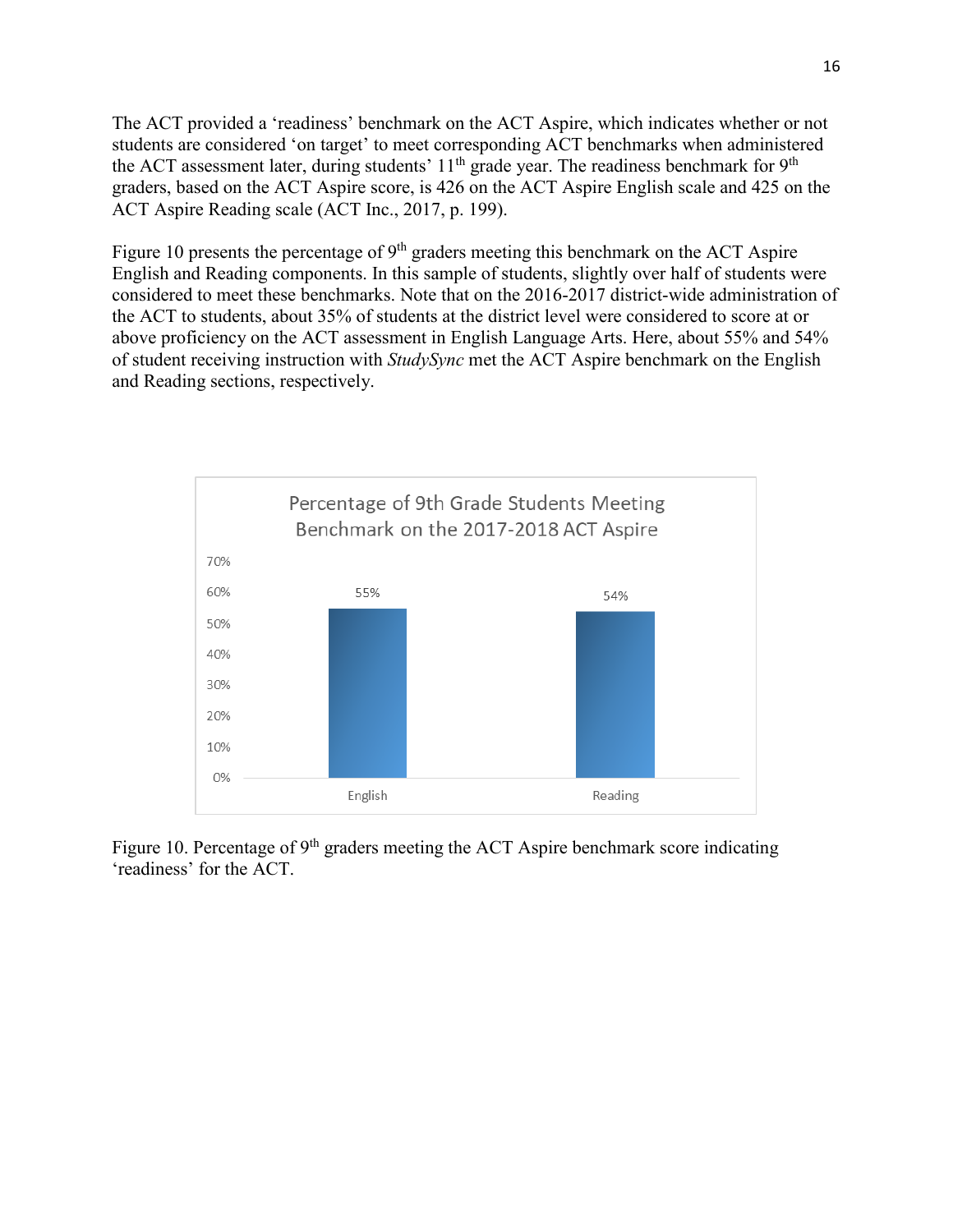The ACT provided a 'readiness' benchmark on the ACT Aspire, which indicates whether or not students are considered 'on target' to meet corresponding ACT benchmarks when administered the ACT assessment later, during students' 11th grade year. The readiness benchmark for 9th graders, based on the ACT Aspire score, is 426 on the ACT Aspire English scale and 425 on the ACT Aspire Reading scale (ACT Inc., 2017, p. 199).

Figure 10 presents the percentage of 9th graders meeting this benchmark on the ACT Aspire English and Reading components. In this sample of students, slightly over half of students were considered to meet these benchmarks. Note that on the 2016-2017 district-wide administration of the ACT to students, about 35% of students at the district level were considered to score at or above proficiency on the ACT assessment in English Language Arts. Here, about 55% and 54% of student receiving instruction with *StudySync* met the ACT Aspire benchmark on the English and Reading sections, respectively.

Percentage of 9th Grade Students Meeting Benchmark on the 2017-2018 ACT Aspire

| | English | Reading |
|---|---|---|
| Percentage | 55% | 54% |

Figure 10. Percentage of 9th graders meeting the ACT Aspire benchmark score indicating 'readiness' for the ACT.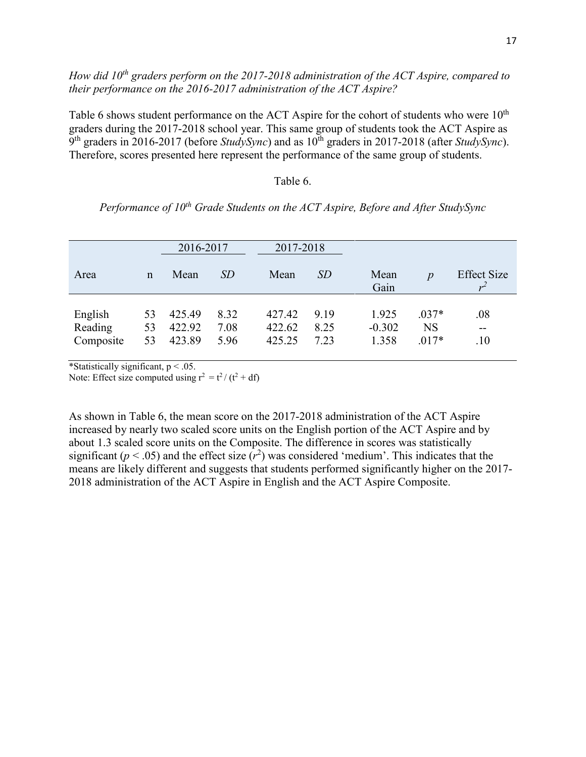*How did 10th graders perform on the 2017-2018 administration of the ACT Aspire, compared to their performance on the 2016-2017 administration of the ACT Aspire?*

Table 6 shows student performance on the ACT Aspire for the cohort of students who were 10th graders during the 2017-2018 school year. This same group of students took the ACT Aspire as 9th graders in 2016-2017 (before *StudySync*) and as 10th graders in 2017-2018 (after *StudySync*). Therefore, scores presented here represent the performance of the same group of students.

Table 6.

*Performance of 10th Grade Students on the ACT Aspire, Before and After StudySync*

| | | 2016-2017 | | 2017-2018 | | | | |
|---|---|---|---|---|---|---|---|---|
| Area | n | Mean | *SD* | Mean | *SD* | Mean Gain | *p* | Effect Size $r^2$ |
| English | 53 | 425.49 | 8.32 | 427.42 | 9.19 | 1.925 | .037* | .08 |
| Reading | 53 | 422.92 | 7.08 | 422.62 | 8.25 | -0.302 | NS | -- |
| Composite | 53 | 423.89 | 5.96 | 425.25 | 7.23 | 1.358 | .017* | .10 |

*Statistically significant, $p < .05$.
Note: Effect size computed using $r^2 = t^2 / (t^2 + df)$

As shown in Table 6, the mean score on the 2017-2018 administration of the ACT Aspire increased by nearly two scaled score units on the English portion of the ACT Aspire and by about 1.3 scaled score units on the Composite. The difference in scores was statistically significant ($p < .05$) and the effect size ($r^2$) was considered 'medium'. This indicates that the means are likely different and suggests that students performed significantly higher on the 2017-2018 administration of the ACT Aspire in English and the ACT Aspire Composite.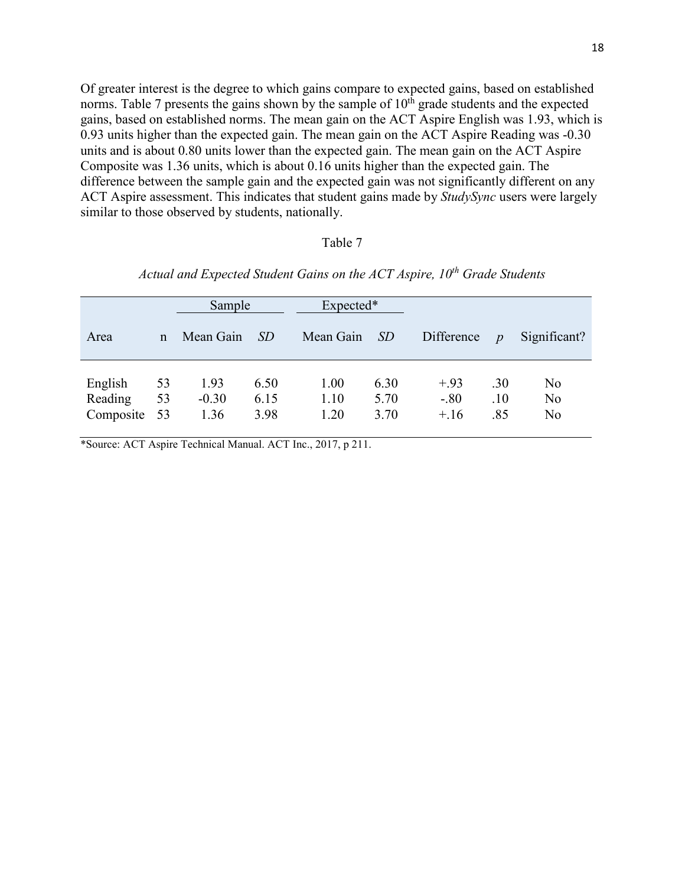Of greater interest is the degree to which gains compare to expected gains, based on established norms. Table 7 presents the gains shown by the sample of 10th grade students and the expected gains, based on established norms. The mean gain on the ACT Aspire English was 1.93, which is 0.93 units higher than the expected gain. The mean gain on the ACT Aspire Reading was -0.30 units and is about 0.80 units lower than the expected gain. The mean gain on the ACT Aspire Composite was 1.36 units, which is about 0.16 units higher than the expected gain. The difference between the sample gain and the expected gain was not significantly different on any ACT Aspire assessment. This indicates that student gains made by *StudySync* users were largely similar to those observed by students, nationally.

Table 7

*Actual and Expected Student Gains on the ACT Aspire, 10th Grade Students*

| | | Sample | | Expected* | | | | |
|---|---|---|---|---|---|---|---|---|
| Area | n | Mean Gain | *SD* | Mean Gain | *SD* | Difference | *p* | Significant? |
| English | 53 | 1.93 | 6.50 | 1.00 | 6.30 | +.93 | .30 | No |
| Reading | 53 | -0.30 | 6.15 | 1.10 | 5.70 | -.80 | .10 | No |
| Composite | 53 | 1.36 | 3.98 | 1.20 | 3.70 | +.16 | .85 | No |

*Source: ACT Aspire Technical Manual. ACT Inc., 2017, p 211.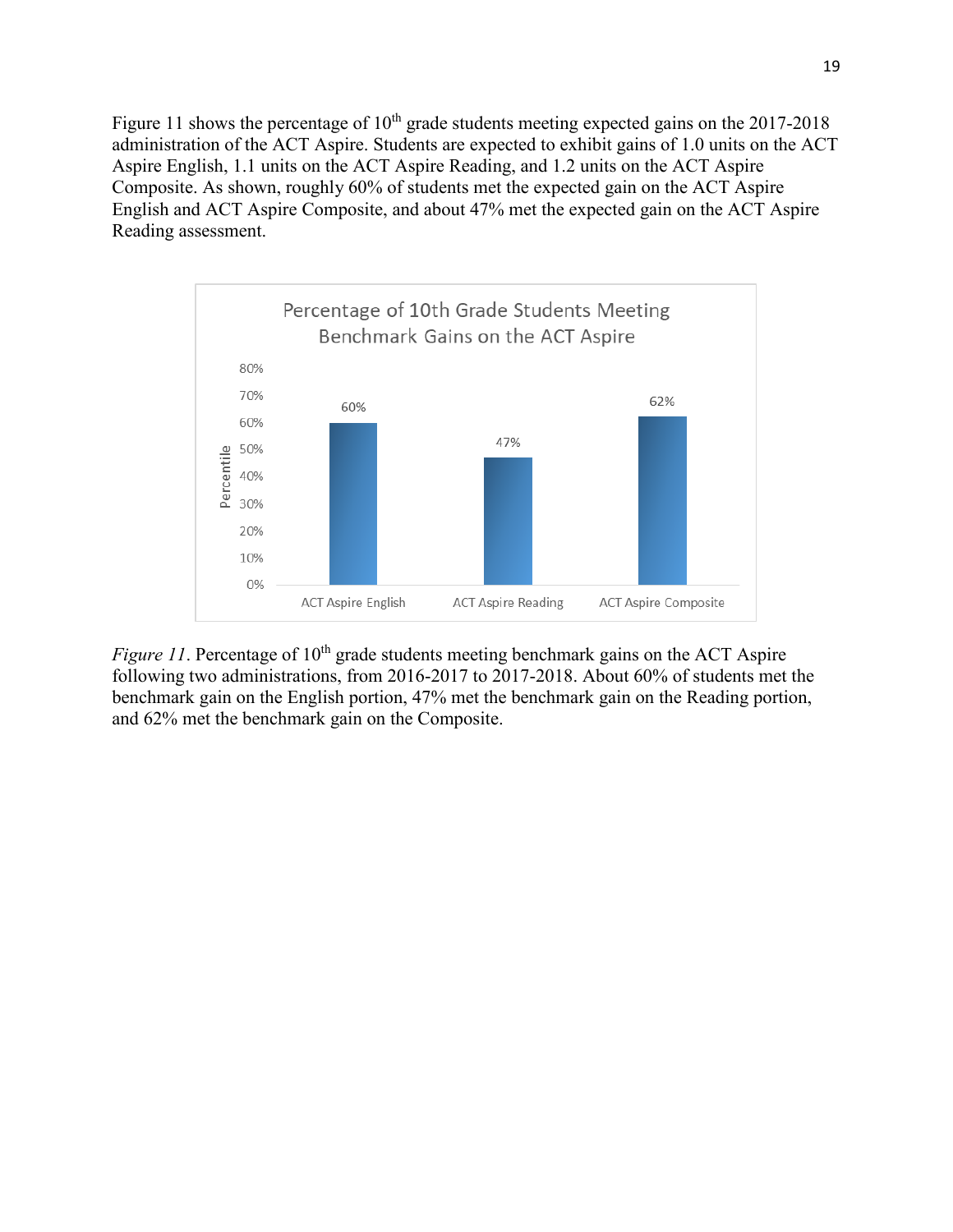Figure 11 shows the percentage of 10th grade students meeting expected gains on the 2017-2018 administration of the ACT Aspire. Students are expected to exhibit gains of 1.0 units on the ACT Aspire English, 1.1 units on the ACT Aspire Reading, and 1.2 units on the ACT Aspire Composite. As shown, roughly 60% of students met the expected gain on the ACT Aspire English and ACT Aspire Composite, and about 47% met the expected gain on the ACT Aspire Reading assessment.

*Figure 11*. Percentage of 10th grade students meeting benchmark gains on the ACT Aspire following two administrations, from 2016-2017 to 2017-2018. About 60% of students met the benchmark gain on the English portion, 47% met the benchmark gain on the Reading portion, and 62% met the benchmark gain on the Composite.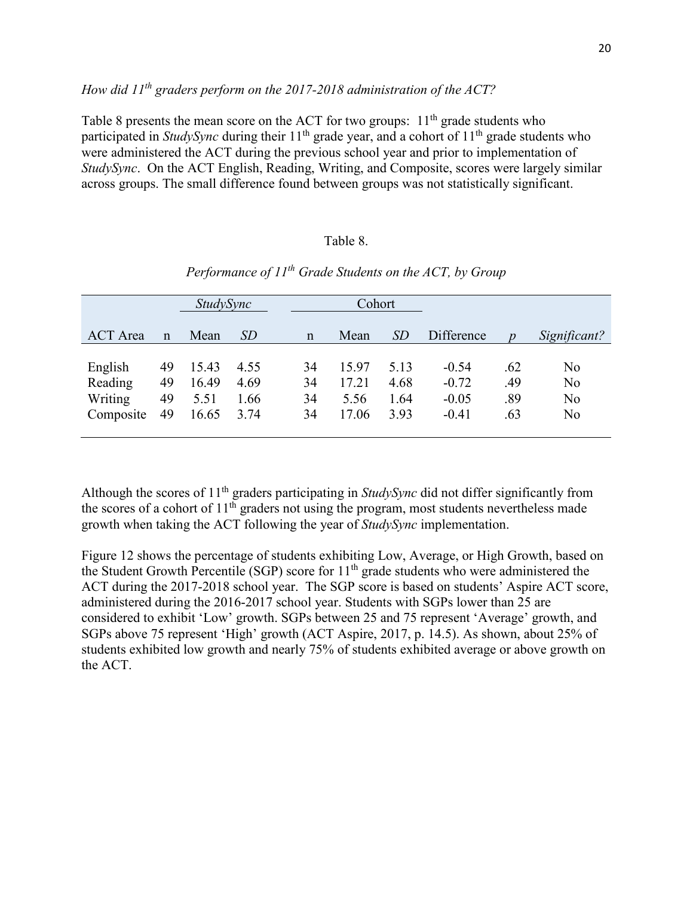*How did 11th graders perform on the 2017-2018 administration of the ACT?*

Table 8 presents the mean score on the ACT for two groups: 11th grade students who participated in *StudySync* during their 11th grade year, and a cohort of 11th grade students who were administered the ACT during the previous school year and prior to implementation of *StudySync*. On the ACT English, Reading, Writing, and Composite, scores were largely similar across groups. The small difference found between groups was not statistically significant.

Table 8.

*Performance of 11th Grade Students on the ACT, by Group*

| | *StudySync* | | | Cohort | | | | | |
|---|---|---|---|---|---|---|---|---|---|
| ACT Area | n | Mean | *SD* | n | Mean | *SD* | Difference | *p* | *Significant?* |
| English | 49 | 15.43 | 4.55 | 34 | 15.97 | 5.13 | -0.54 | .62 | No |
| Reading | 49 | 16.49 | 4.69 | 34 | 17.21 | 4.68 | -0.72 | .49 | No |
| Writing | 49 | 5.51 | 1.66 | 34 | 5.56 | 1.64 | -0.05 | .89 | No |
| Composite | 49 | 16.65 | 3.74 | 34 | 17.06 | 3.93 | -0.41 | .63 | No |

Although the scores of 11th graders participating in *StudySync* did not differ significantly from the scores of a cohort of 11th graders not using the program, most students nevertheless made growth when taking the ACT following the year of *StudySync* implementation.

Figure 12 shows the percentage of students exhibiting Low, Average, or High Growth, based on the Student Growth Percentile (SGP) score for 11th grade students who were administered the ACT during the 2017-2018 school year. The SGP score is based on students' Aspire ACT score, administered during the 2016-2017 school year. Students with SGPs lower than 25 are considered to exhibit 'Low' growth. SGPs between 25 and 75 represent 'Average' growth, and SGPs above 75 represent 'High' growth (ACT Aspire, 2017, p. 14.5). As shown, about 25% of students exhibited low growth and nearly 75% of students exhibited average or above growth on the ACT.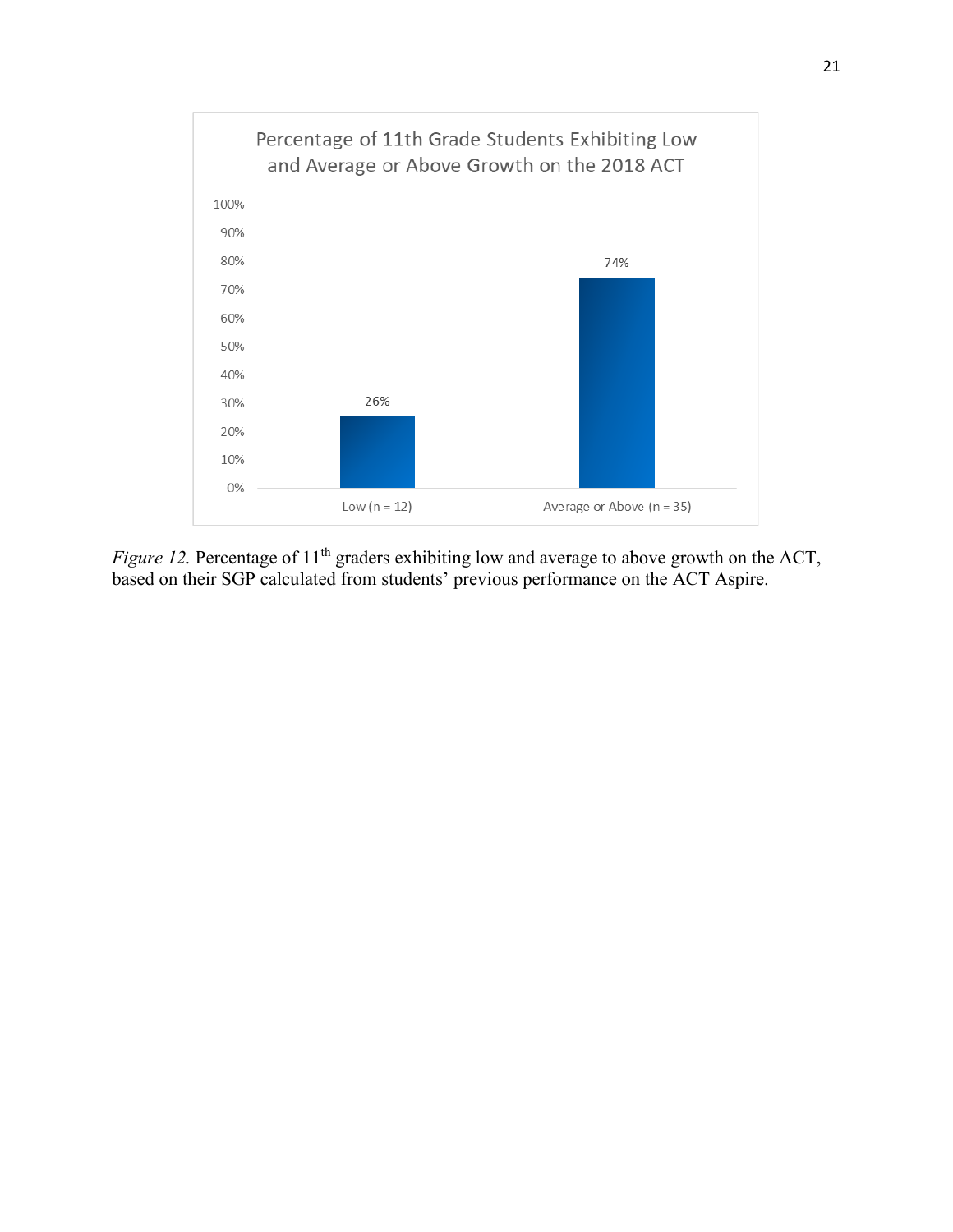**Percentage of 11th Grade Students Exhibiting Low and Average or Above Growth on the 2018 ACT**

| Growth | Percentage |
| --- | --- |
| Low (n = 12) | 26% |
| Average or Above (n = 35) | 74% |

*Figure 12.* Percentage of 11th graders exhibiting low and average to above growth on the ACT, based on their SGP calculated from students' previous performance on the ACT Aspire.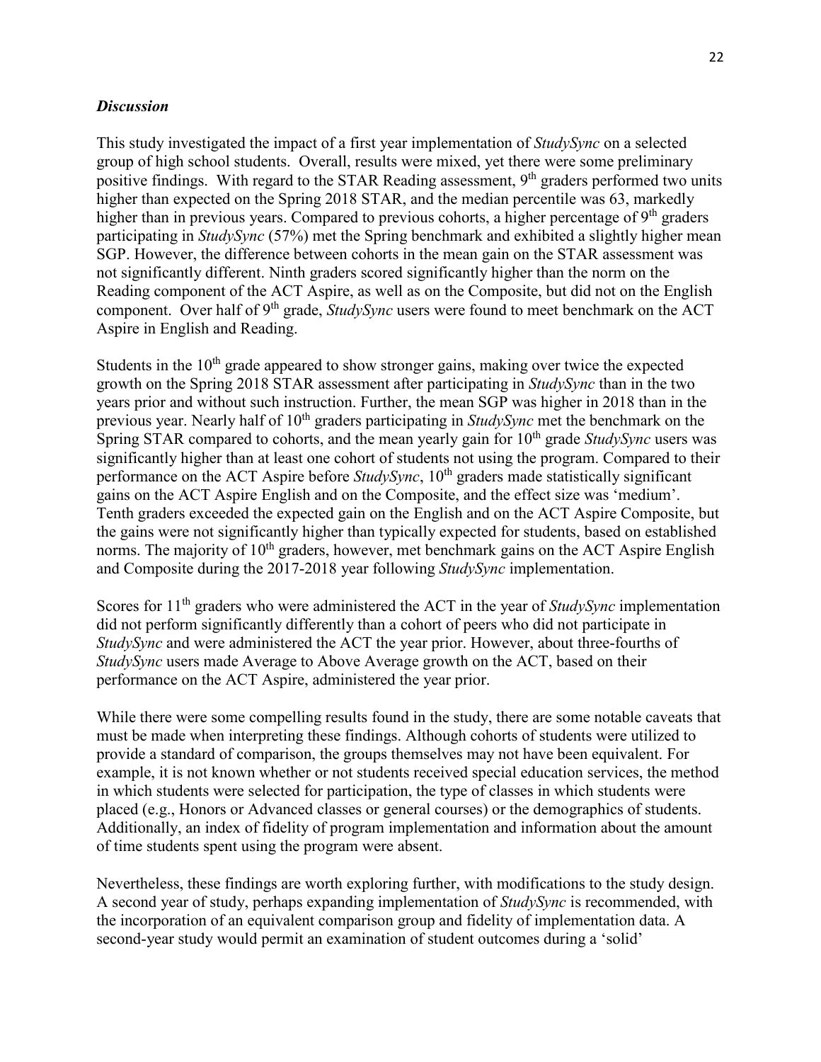### *Discussion*

This study investigated the impact of a first year implementation of *StudySync* on a selected group of high school students. Overall, results were mixed, yet there were some preliminary positive findings. With regard to the STAR Reading assessment, 9th graders performed two units higher than expected on the Spring 2018 STAR, and the median percentile was 63, markedly higher than in previous years. Compared to previous cohorts, a higher percentage of 9th graders participating in *StudySync* (57%) met the Spring benchmark and exhibited a slightly higher mean SGP. However, the difference between cohorts in the mean gain on the STAR assessment was not significantly different. Ninth graders scored significantly higher than the norm on the Reading component of the ACT Aspire, as well as on the Composite, but did not on the English component. Over half of 9th grade, *StudySync* users were found to meet benchmark on the ACT Aspire in English and Reading.

Students in the 10th grade appeared to show stronger gains, making over twice the expected growth on the Spring 2018 STAR assessment after participating in *StudySync* than in the two years prior and without such instruction. Further, the mean SGP was higher in 2018 than in the previous year. Nearly half of 10th graders participating in *StudySync* met the benchmark on the Spring STAR compared to cohorts, and the mean yearly gain for 10th grade *StudySync* users was significantly higher than at least one cohort of students not using the program. Compared to their performance on the ACT Aspire before *StudySync*, 10th graders made statistically significant gains on the ACT Aspire English and on the Composite, and the effect size was 'medium'. Tenth graders exceeded the expected gain on the English and on the ACT Aspire Composite, but the gains were not significantly higher than typically expected for students, based on established norms. The majority of 10th graders, however, met benchmark gains on the ACT Aspire English and Composite during the 2017-2018 year following *StudySync* implementation.

Scores for 11th graders who were administered the ACT in the year of *StudySync* implementation did not perform significantly differently than a cohort of peers who did not participate in *StudySync* and were administered the ACT the year prior. However, about three-fourths of *StudySync* users made Average to Above Average growth on the ACT, based on their performance on the ACT Aspire, administered the year prior.

While there were some compelling results found in the study, there are some notable caveats that must be made when interpreting these findings. Although cohorts of students were utilized to provide a standard of comparison, the groups themselves may not have been equivalent. For example, it is not known whether or not students received special education services, the method in which students were selected for participation, the type of classes in which students were placed (e.g., Honors or Advanced classes or general courses) or the demographics of students. Additionally, an index of fidelity of program implementation and information about the amount of time students spent using the program were absent.

Nevertheless, these findings are worth exploring further, with modifications to the study design. A second year of study, perhaps expanding implementation of *StudySync* is recommended, with the incorporation of an equivalent comparison group and fidelity of implementation data. A second-year study would permit an examination of student outcomes during a 'solid'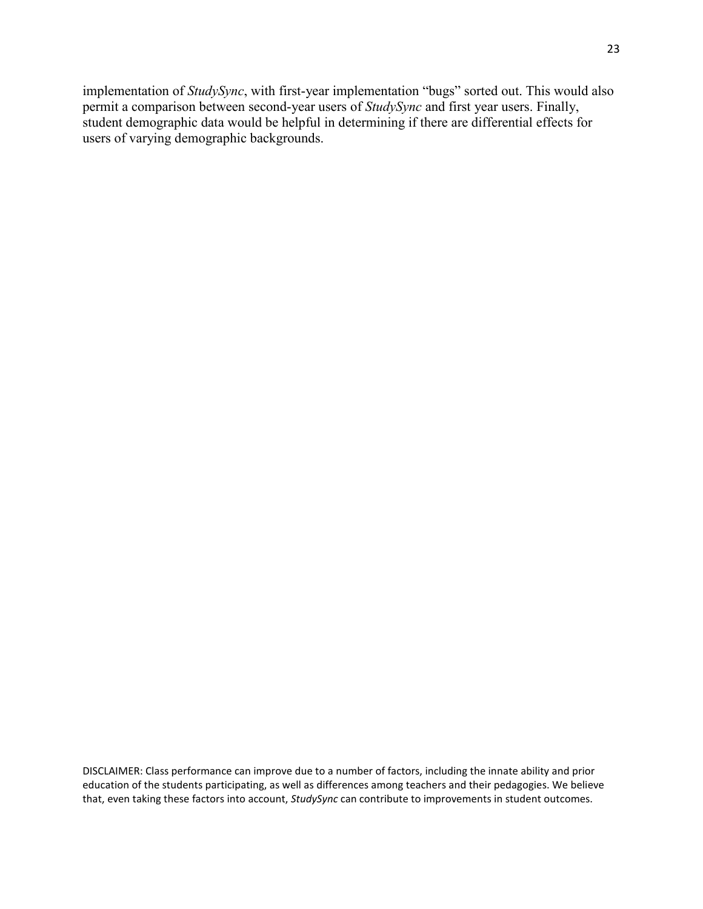implementation of *StudySync*, with first-year implementation "bugs" sorted out. This would also permit a comparison between second-year users of *StudySync* and first year users. Finally, student demographic data would be helpful in determining if there are differential effects for users of varying demographic backgrounds.

DISCLAIMER: Class performance can improve due to a number of factors, including the innate ability and prior education of the students participating, as well as differences among teachers and their pedagogies. We believe that, even taking these factors into account, *StudySync* can contribute to improvements in student outcomes.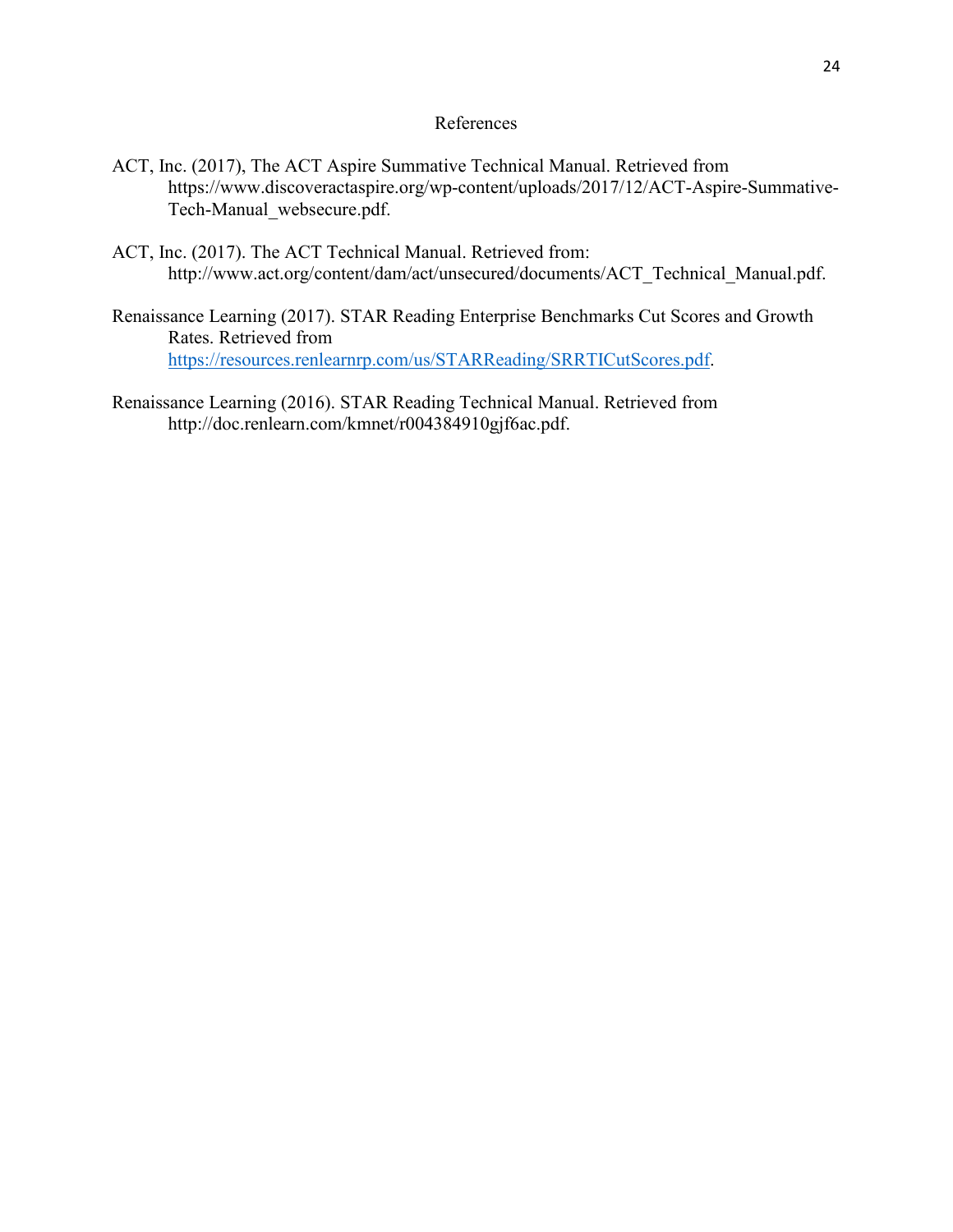# References

ACT, Inc. (2017), The ACT Aspire Summative Technical Manual. Retrieved from https://www.discoveractaspire.org/wp-content/uploads/2017/12/ACT-Aspire-Summative-Tech-Manual_websecure.pdf.

ACT, Inc. (2017). The ACT Technical Manual. Retrieved from: http://www.act.org/content/dam/act/unsecured/documents/ACT_Technical_Manual.pdf.

Renaissance Learning (2017). STAR Reading Enterprise Benchmarks Cut Scores and Growth Rates. Retrieved from https://resources.renlearnrp.com/us/STARReading/SRRTICutScores.pdf.

Renaissance Learning (2016). STAR Reading Technical Manual. Retrieved from http://doc.renlearn.com/kmnet/r004384910gjf6ac.pdf.